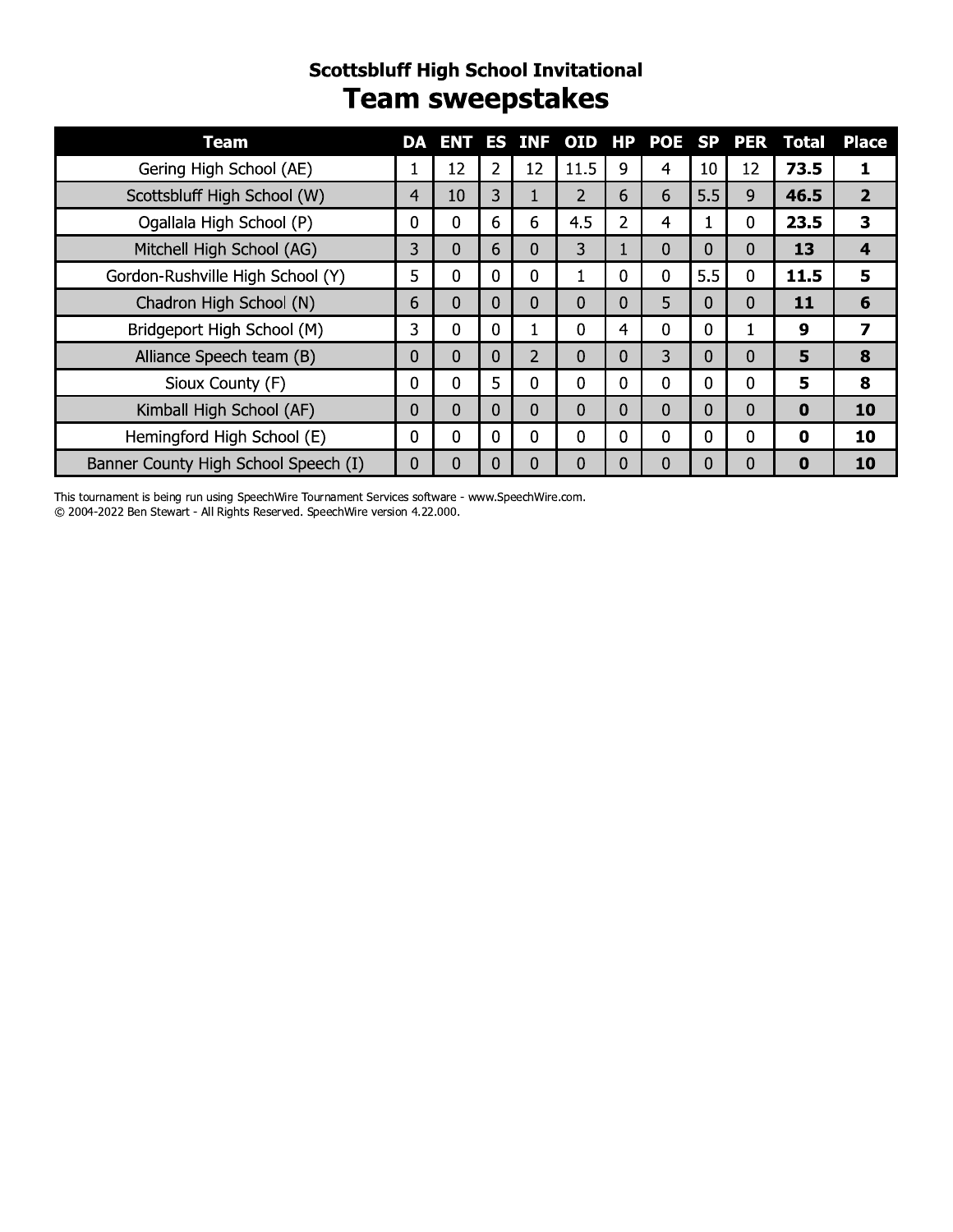## Scottsbluff High School Invitational

# Team sweepstakes

| Team | DA | ENT | ES | INF | OID | HP | POE | SP | PER | Total | Place |
|---|---|---|---|---|---|---|---|---|---|---|---|
| Gering High School (AE) | 1 | 12 | 2 | 12 | 11.5 | 9 | 4 | 10 | 12 | **73.5** | **1** |
| Scottsbluff High School (W) | 4 | 10 | 3 | 1 | 2 | 6 | 6 | 5.5 | 9 | **46.5** | **2** |
| Ogallala High School (P) | 0 | 0 | 6 | 6 | 4.5 | 2 | 4 | 1 | 0 | **23.5** | **3** |
| Mitchell High School (AG) | 3 | 0 | 6 | 0 | 3 | 1 | 0 | 0 | 0 | **13** | **4** |
| Gordon-Rushville High School (Y) | 5 | 0 | 0 | 0 | 1 | 0 | 0 | 5.5 | 0 | **11.5** | **5** |
| Chadron High School (N) | 6 | 0 | 0 | 0 | 0 | 0 | 5 | 0 | 0 | **11** | **6** |
| Bridgeport High School (M) | 3 | 0 | 0 | 1 | 0 | 4 | 0 | 0 | 1 | **9** | **7** |
| Alliance Speech team (B) | 0 | 0 | 0 | 2 | 0 | 0 | 3 | 0 | 0 | **5** | **8** |
| Sioux County (F) | 0 | 0 | 5 | 0 | 0 | 0 | 0 | 0 | 0 | **5** | **8** |
| Kimball High School (AF) | 0 | 0 | 0 | 0 | 0 | 0 | 0 | 0 | 0 | **0** | **10** |
| Hemingford High School (E) | 0 | 0 | 0 | 0 | 0 | 0 | 0 | 0 | 0 | **0** | **10** |
| Banner County High School Speech (I) | 0 | 0 | 0 | 0 | 0 | 0 | 0 | 0 | 0 | **0** | **10** |

This tournament is being run using SpeechWire Tournament Services software - www.SpeechWire.com.
© 2004-2022 Ben Stewart - All Rights Reserved. SpeechWire version 4.22.000.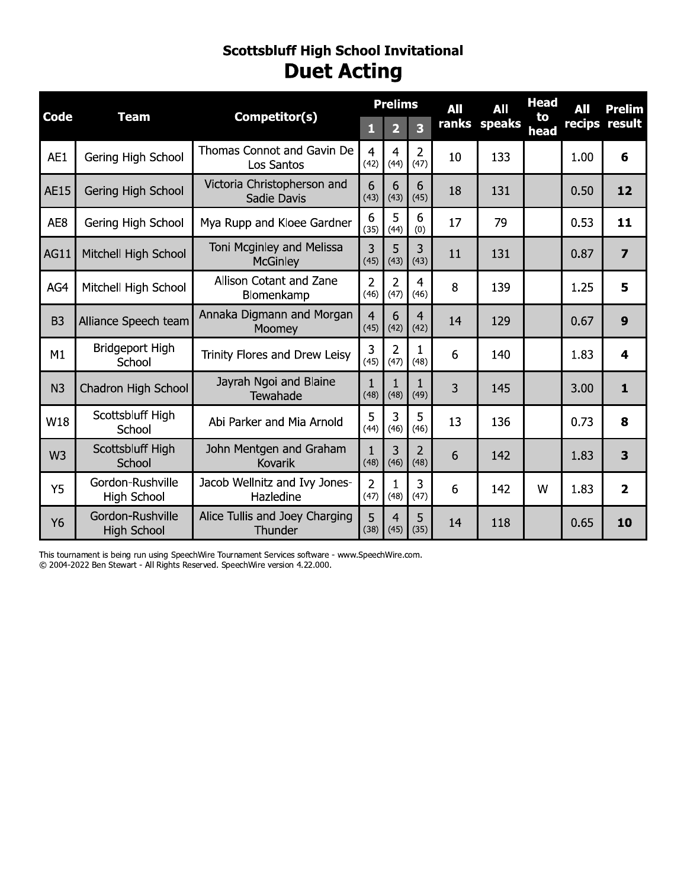## Scottsbluff High School Invitational

# Duet Acting

| Code | Team | Competitor(s) | Prelims 1 | Prelims 2 | Prelims 3 | All ranks | All speaks | Head to head | All recips | Prelim result |
|---|---|---|---|---|---|---|---|---|---|---|
| AE1 | Gering High School | Thomas Connot and Gavin De Los Santos | 4 (42) | 4 (44) | 2 (47) | 10 | 133 | | 1.00 | **6** |
| AE15 | Gering High School | Victoria Christopherson and Sadie Davis | 6 (43) | 6 (43) | 6 (45) | 18 | 131 | | 0.50 | **12** |
| AE8 | Gering High School | Mya Rupp and Kloee Gardner | 6 (35) | 5 (44) | 6 (0) | 17 | 79 | | 0.53 | **11** |
| AG11 | Mitchell High School | Toni Mcginley and Melissa McGinley | 3 (45) | 5 (43) | 3 (43) | 11 | 131 | | 0.87 | **7** |
| AG4 | Mitchell High School | Allison Cotant and Zane Blomenkamp | 2 (46) | 2 (47) | 4 (46) | 8 | 139 | | 1.25 | **5** |
| B3 | Alliance Speech team | Annaka Digmann and Morgan Moomey | 4 (45) | 6 (42) | 4 (42) | 14 | 129 | | 0.67 | **9** |
| M1 | Bridgeport High School | Trinity Flores and Drew Leisy | 3 (45) | 2 (47) | 1 (48) | 6 | 140 | | 1.83 | **4** |
| N3 | Chadron High School | Jayrah Ngoi and Blaine Tewahade | 1 (48) | 1 (48) | 1 (49) | 3 | 145 | | 3.00 | **1** |
| W18 | Scottsbluff High School | Abi Parker and Mia Arnold | 5 (44) | 3 (46) | 5 (46) | 13 | 136 | | 0.73 | **8** |
| W3 | Scottsbluff High School | John Mentgen and Graham Kovarik | 1 (48) | 3 (46) | 2 (48) | 6 | 142 | | 1.83 | **3** |
| Y5 | Gordon-Rushville High School | Jacob Wellnitz and Ivy Jones-Hazledine | 2 (47) | 1 (48) | 3 (47) | 6 | 142 | W | 1.83 | **2** |
| Y6 | Gordon-Rushville High School | Alice Tullis and Joey Charging Thunder | 5 (38) | 4 (45) | 5 (35) | 14 | 118 | | 0.65 | **10** |

This tournament is being run using SpeechWire Tournament Services software - www.SpeechWire.com.
© 2004-2022 Ben Stewart - All Rights Reserved. SpeechWire version 4.22.000.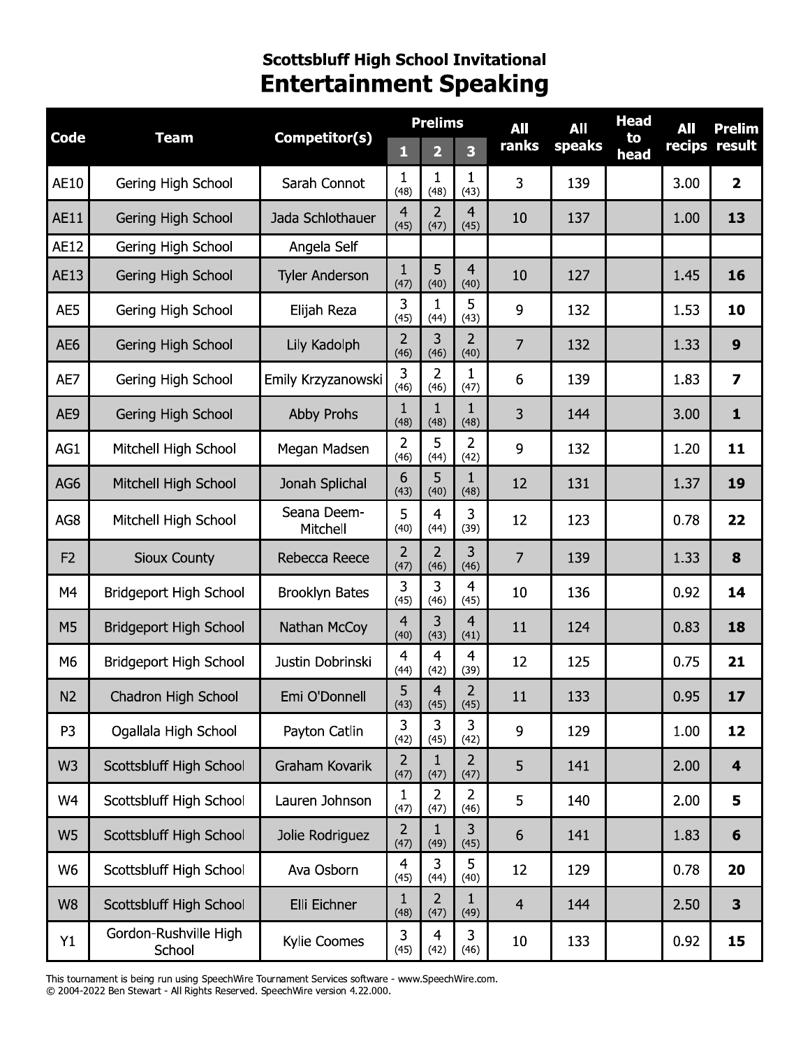## Scottsbluff High School Invitational

# Entertainment Speaking

| Code | Team | Competitor(s) | Prelims 1 | Prelims 2 | Prelims 3 | All ranks | All speaks | Head to head | All recips | Prelim result |
|---|---|---|---|---|---|---|---|---|---|---|
| AE10 | Gering High School | Sarah Connot | 1 (48) | 1 (48) | 1 (43) | 3 | 139 | | 3.00 | **2** |
| AE11 | Gering High School | Jada Schlothauer | 4 (45) | 2 (47) | 4 (45) | 10 | 137 | | 1.00 | **13** |
| AE12 | Gering High School | Angela Self | | | | | | | | |
| AE13 | Gering High School | Tyler Anderson | 1 (47) | 5 (40) | 4 (40) | 10 | 127 | | 1.45 | **16** |
| AE5 | Gering High School | Elijah Reza | 3 (45) | 1 (44) | 5 (43) | 9 | 132 | | 1.53 | **10** |
| AE6 | Gering High School | Lily Kadolph | 2 (46) | 3 (46) | 2 (40) | 7 | 132 | | 1.33 | **9** |
| AE7 | Gering High School | Emily Krzyzanowski | 3 (46) | 2 (46) | 1 (47) | 6 | 139 | | 1.83 | **7** |
| AE9 | Gering High School | Abby Prohs | 1 (48) | 1 (48) | 1 (48) | 3 | 144 | | 3.00 | **1** |
| AG1 | Mitchell High School | Megan Madsen | 2 (46) | 5 (44) | 2 (42) | 9 | 132 | | 1.20 | **11** |
| AG6 | Mitchell High School | Jonah Splichal | 6 (43) | 5 (40) | 1 (48) | 12 | 131 | | 1.37 | **19** |
| AG8 | Mitchell High School | Seana Deem-Mitchell | 5 (40) | 4 (44) | 3 (39) | 12 | 123 | | 0.78 | **22** |
| F2 | Sioux County | Rebecca Reece | 2 (47) | 2 (46) | 3 (46) | 7 | 139 | | 1.33 | **8** |
| M4 | Bridgeport High School | Brooklyn Bates | 3 (45) | 3 (46) | 4 (45) | 10 | 136 | | 0.92 | **14** |
| M5 | Bridgeport High School | Nathan McCoy | 4 (40) | 3 (43) | 4 (41) | 11 | 124 | | 0.83 | **18** |
| M6 | Bridgeport High School | Justin Dobrinski | 4 (44) | 4 (42) | 4 (39) | 12 | 125 | | 0.75 | **21** |
| N2 | Chadron High School | Emi O'Donnell | 5 (43) | 4 (45) | 2 (45) | 11 | 133 | | 0.95 | **17** |
| P3 | Ogallala High School | Payton Catlin | 3 (42) | 3 (45) | 3 (42) | 9 | 129 | | 1.00 | **12** |
| W3 | Scottsbluff High School | Graham Kovarik | 2 (47) | 1 (47) | 2 (47) | 5 | 141 | | 2.00 | **4** |
| W4 | Scottsbluff High School | Lauren Johnson | 1 (47) | 2 (47) | 2 (46) | 5 | 140 | | 2.00 | **5** |
| W5 | Scottsbluff High School | Jolie Rodriguez | 2 (47) | 1 (49) | 3 (45) | 6 | 141 | | 1.83 | **6** |
| W6 | Scottsbluff High School | Ava Osborn | 4 (45) | 3 (44) | 5 (40) | 12 | 129 | | 0.78 | **20** |
| W8 | Scottsbluff High School | Elli Eichner | 1 (48) | 2 (47) | 1 (49) | 4 | 144 | | 2.50 | **3** |
| Y1 | Gordon-Rushville High School | Kylie Coomes | 3 (45) | 4 (42) | 3 (46) | 10 | 133 | | 0.92 | **15** |

This tournament is being run using SpeechWire Tournament Services software - www.SpeechWire.com.
© 2004-2022 Ben Stewart - All Rights Reserved. SpeechWire version 4.22.000.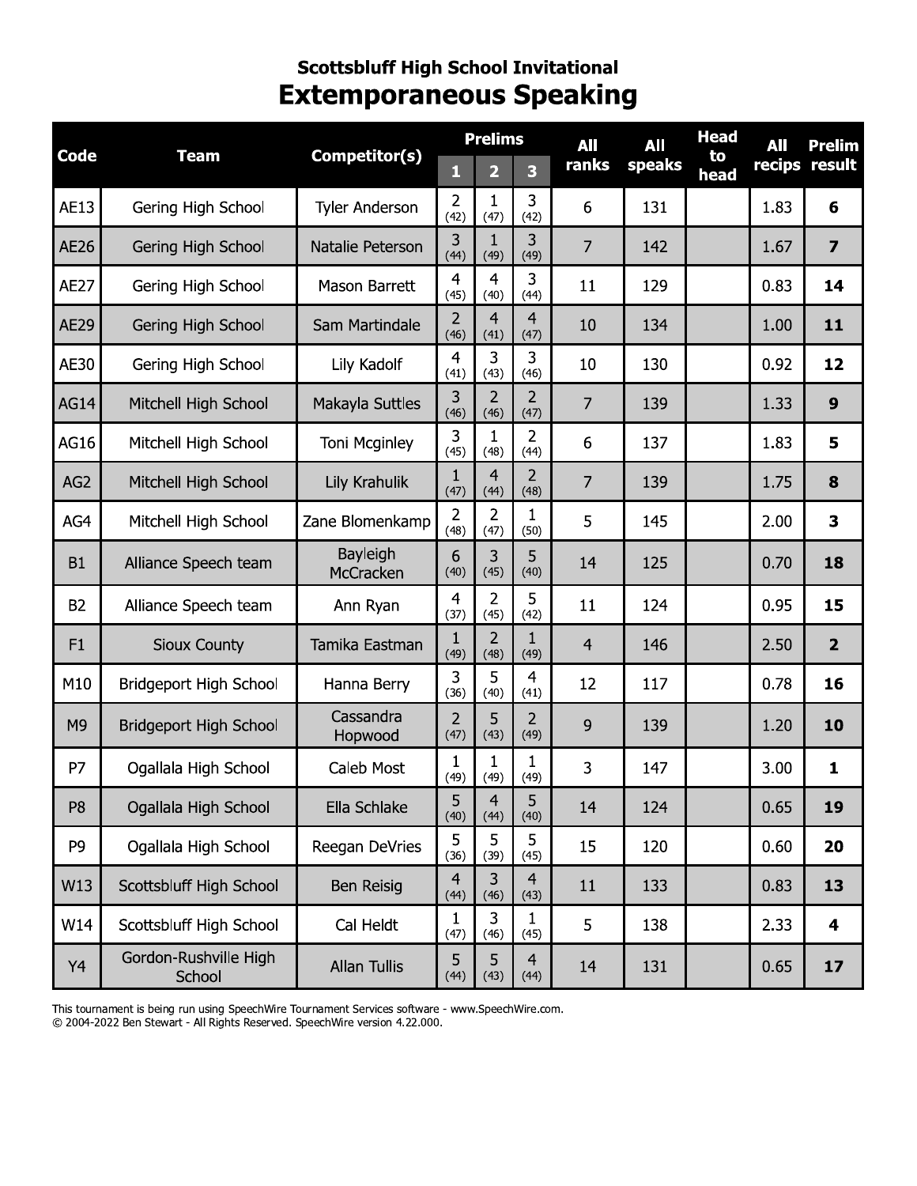# Scottsbluff High School Invitational

## Extemporaneous Speaking

| Code | Team | Competitor(s) | Prelims 1 | Prelims 2 | Prelims 3 | All ranks | All speaks | Head to head | All recips | Prelim result |
|---|---|---|---|---|---|---|---|---|---|---|
| AE13 | Gering High School | Tyler Anderson | 2 (42) | 1 (47) | 3 (42) | 6 | 131 | | 1.83 | **6** |
| AE26 | Gering High School | Natalie Peterson | 3 (44) | 1 (49) | 3 (49) | 7 | 142 | | 1.67 | **7** |
| AE27 | Gering High School | Mason Barrett | 4 (45) | 4 (40) | 3 (44) | 11 | 129 | | 0.83 | **14** |
| AE29 | Gering High School | Sam Martindale | 2 (46) | 4 (41) | 4 (47) | 10 | 134 | | 1.00 | **11** |
| AE30 | Gering High School | Lily Kadolf | 4 (41) | 3 (43) | 3 (46) | 10 | 130 | | 0.92 | **12** |
| AG14 | Mitchell High School | Makayla Suttles | 3 (46) | 2 (46) | 2 (47) | 7 | 139 | | 1.33 | **9** |
| AG16 | Mitchell High School | Toni Mcginley | 3 (45) | 1 (48) | 2 (44) | 6 | 137 | | 1.83 | **5** |
| AG2 | Mitchell High School | Lily Krahulik | 1 (47) | 4 (44) | 2 (48) | 7 | 139 | | 1.75 | **8** |
| AG4 | Mitchell High School | Zane Blomenkamp | 2 (48) | 2 (47) | 1 (50) | 5 | 145 | | 2.00 | **3** |
| B1 | Alliance Speech team | Bayleigh McCracken | 6 (40) | 3 (45) | 5 (40) | 14 | 125 | | 0.70 | **18** |
| B2 | Alliance Speech team | Ann Ryan | 4 (37) | 2 (45) | 5 (42) | 11 | 124 | | 0.95 | **15** |
| F1 | Sioux County | Tamika Eastman | 1 (49) | 2 (48) | 1 (49) | 4 | 146 | | 2.50 | **2** |
| M10 | Bridgeport High School | Hanna Berry | 3 (36) | 5 (40) | 4 (41) | 12 | 117 | | 0.78 | **16** |
| M9 | Bridgeport High School | Cassandra Hopwood | 2 (47) | 5 (43) | 2 (49) | 9 | 139 | | 1.20 | **10** |
| P7 | Ogallala High School | Caleb Most | 1 (49) | 1 (49) | 1 (49) | 3 | 147 | | 3.00 | **1** |
| P8 | Ogallala High School | Ella Schlake | 5 (40) | 4 (44) | 5 (40) | 14 | 124 | | 0.65 | **19** |
| P9 | Ogallala High School | Reegan DeVries | 5 (36) | 5 (39) | 5 (45) | 15 | 120 | | 0.60 | **20** |
| W13 | Scottsbluff High School | Ben Reisig | 4 (44) | 3 (46) | 4 (43) | 11 | 133 | | 0.83 | **13** |
| W14 | Scottsbluff High School | Cal Heldt | 1 (47) | 3 (46) | 1 (45) | 5 | 138 | | 2.33 | **4** |
| Y4 | Gordon-Rushville High School | Allan Tullis | 5 (44) | 5 (43) | 4 (44) | 14 | 131 | | 0.65 | **17** |

This tournament is being run using SpeechWire Tournament Services software - www.SpeechWire.com.
© 2004-2022 Ben Stewart - All Rights Reserved. SpeechWire version 4.22.000.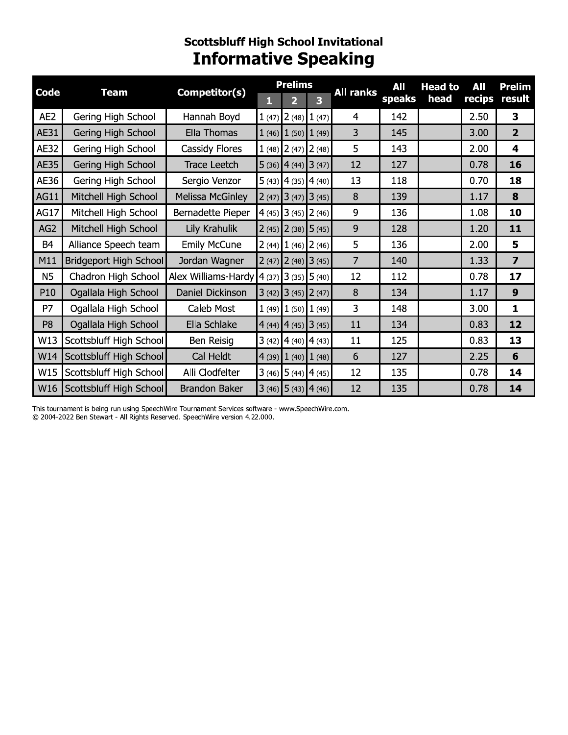## Scottsbluff High School Invitational

# Informative Speaking

| Code | Team | Competitor(s) | Prelims 1 | Prelims 2 | Prelims 3 | All ranks | All speaks | Head to head | All recips | Prelim result |
|---|---|---|---|---|---|---|---|---|---|---|
| AE2 | Gering High School | Hannah Boyd | 1 (47) | 2 (48) | 1 (47) | 4 | 142 | | 2.50 | **3** |
| AE31 | Gering High School | Ella Thomas | 1 (46) | 1 (50) | 1 (49) | 3 | 145 | | 3.00 | **2** |
| AE32 | Gering High School | Cassidy Flores | 1 (48) | 2 (47) | 2 (48) | 5 | 143 | | 2.00 | **4** |
| AE35 | Gering High School | Trace Leetch | 5 (36) | 4 (44) | 3 (47) | 12 | 127 | | 0.78 | **16** |
| AE36 | Gering High School | Sergio Venzor | 5 (43) | 4 (35) | 4 (40) | 13 | 118 | | 0.70 | **18** |
| AG11 | Mitchell High School | Melissa McGinley | 2 (47) | 3 (47) | 3 (45) | 8 | 139 | | 1.17 | **8** |
| AG17 | Mitchell High School | Bernadette Pieper | 4 (45) | 3 (45) | 2 (46) | 9 | 136 | | 1.08 | **10** |
| AG2 | Mitchell High School | Lily Krahulik | 2 (45) | 2 (38) | 5 (45) | 9 | 128 | | 1.20 | **11** |
| B4 | Alliance Speech team | Emily McCune | 2 (44) | 1 (46) | 2 (46) | 5 | 136 | | 2.00 | **5** |
| M11 | Bridgeport High School | Jordan Wagner | 2 (47) | 2 (48) | 3 (45) | 7 | 140 | | 1.33 | **7** |
| N5 | Chadron High School | Alex Williams-Hardy | 4 (37) | 3 (35) | 5 (40) | 12 | 112 | | 0.78 | **17** |
| P10 | Ogallala High School | Daniel Dickinson | 3 (42) | 3 (45) | 2 (47) | 8 | 134 | | 1.17 | **9** |
| P7 | Ogallala High School | Caleb Most | 1 (49) | 1 (50) | 1 (49) | 3 | 148 | | 3.00 | **1** |
| P8 | Ogallala High School | Ella Schlake | 4 (44) | 4 (45) | 3 (45) | 11 | 134 | | 0.83 | **12** |
| W13 | Scottsbluff High School | Ben Reisig | 3 (42) | 4 (40) | 4 (43) | 11 | 125 | | 0.83 | **13** |
| W14 | Scottsbluff High School | Cal Heldt | 4 (39) | 1 (40) | 1 (48) | 6 | 127 | | 2.25 | **6** |
| W15 | Scottsbluff High School | Alli Clodfelter | 3 (46) | 5 (44) | 4 (45) | 12 | 135 | | 0.78 | **14** |
| W16 | Scottsbluff High School | Brandon Baker | 3 (46) | 5 (43) | 4 (46) | 12 | 135 | | 0.78 | **14** |

This tournament is being run using SpeechWire Tournament Services software - www.SpeechWire.com.
© 2004-2022 Ben Stewart - All Rights Reserved. SpeechWire version 4.22.000.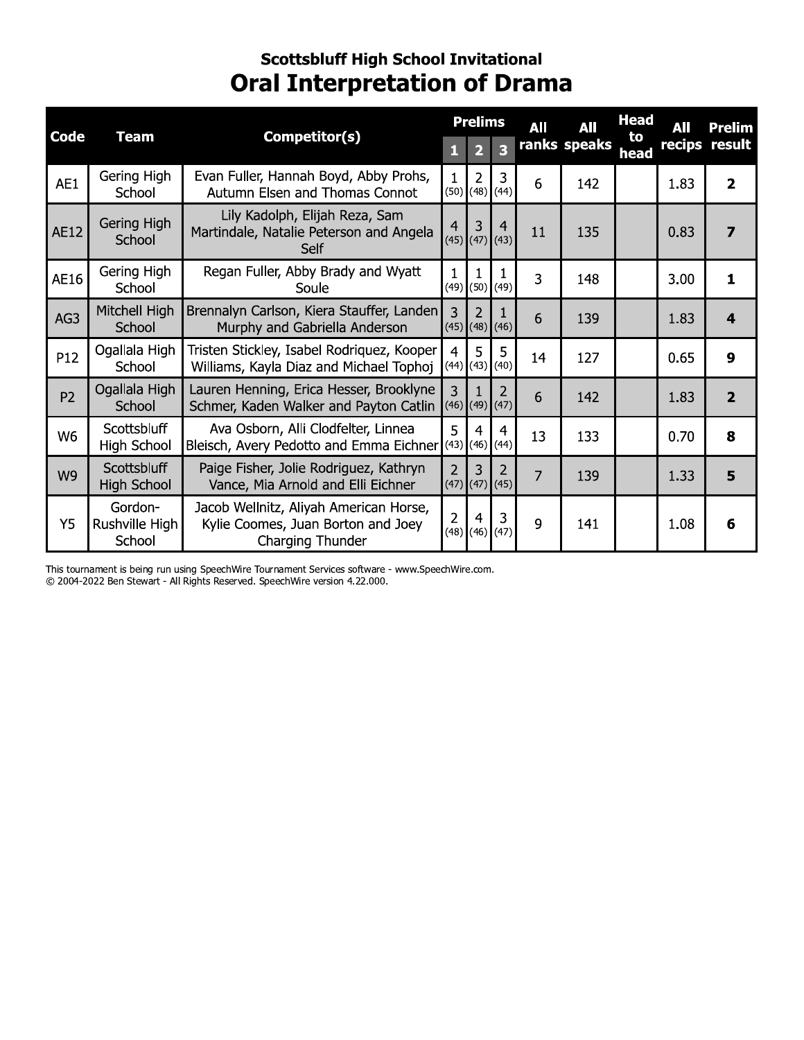### Scottsbluff High School Invitational

# Oral Interpretation of Drama

| Code | Team | Competitor(s) | Prelims | | | All ranks | All speaks | Head to head | All recips | Prelim result |
|---|---|---|---|---|---|---|---|---|---|---|
| | | | 1 | 2 | 3 | | | | | |
| AE1 | Gering High School | Evan Fuller, Hannah Boyd, Abby Prohs, Autumn Elsen and Thomas Connot | 1 (50) | 2 (48) | 3 (44) | 6 | 142 | | 1.83 | **2** |
| AE12 | Gering High School | Lily Kadolph, Elijah Reza, Sam Martindale, Natalie Peterson and Angela Self | 4 (45) | 3 (47) | 4 (43) | 11 | 135 | | 0.83 | **7** |
| AE16 | Gering High School | Regan Fuller, Abby Brady and Wyatt Soule | 1 (49) | 1 (50) | 1 (49) | 3 | 148 | | 3.00 | **1** |
| AG3 | Mitchell High School | Brennalyn Carlson, Kiera Stauffer, Landen Murphy and Gabriella Anderson | 3 (45) | 2 (48) | 1 (46) | 6 | 139 | | 1.83 | **4** |
| P12 | Ogallala High School | Tristen Stickley, Isabel Rodriquez, Kooper Williams, Kayla Diaz and Michael Tophoj | 4 (44) | 5 (43) | 5 (40) | 14 | 127 | | 0.65 | **9** |
| P2 | Ogallala High School | Lauren Henning, Erica Hesser, Brooklyne Schmer, Kaden Walker and Payton Catlin | 3 (46) | 1 (49) | 2 (47) | 6 | 142 | | 1.83 | **2** |
| W6 | Scottsbluff High School | Ava Osborn, Alli Clodfelter, Linnea Bleisch, Avery Pedotto and Emma Eichner | 5 (43) | 4 (46) | 4 (44) | 13 | 133 | | 0.70 | **8** |
| W9 | Scottsbluff High School | Paige Fisher, Jolie Rodriguez, Kathryn Vance, Mia Arnold and Elli Eichner | 2 (47) | 3 (47) | 2 (45) | 7 | 139 | | 1.33 | **5** |
| Y5 | Gordon-Rushville High School | Jacob Wellnitz, Aliyah American Horse, Kylie Coomes, Juan Borton and Joey Charging Thunder | 2 (48) | 4 (46) | 3 (47) | 9 | 141 | | 1.08 | **6** |

This tournament is being run using SpeechWire Tournament Services software - www.SpeechWire.com.
© 2004-2022 Ben Stewart - All Rights Reserved. SpeechWire version 4.22.000.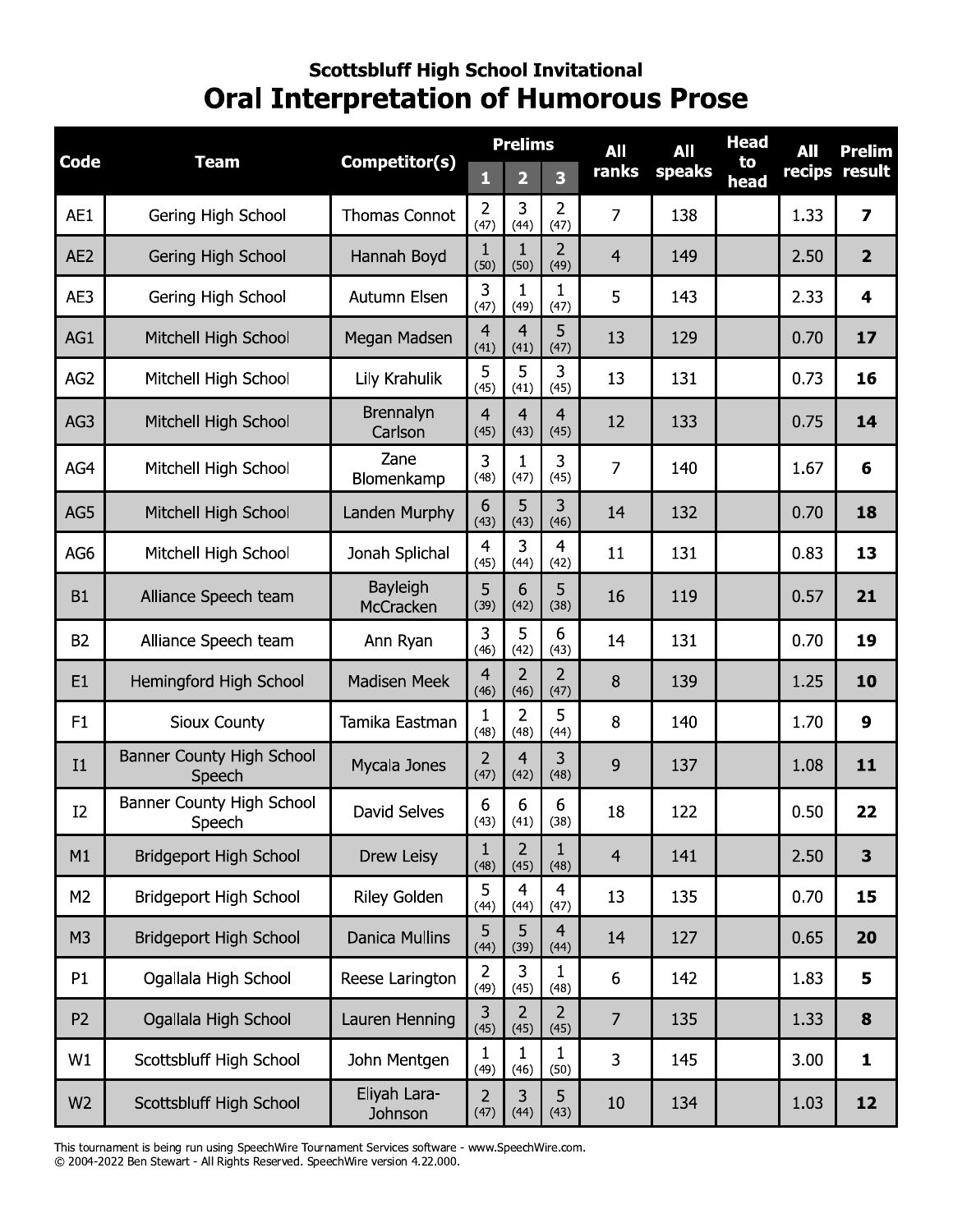### Scottsbluff High School Invitational

# Oral Interpretation of Humorous Prose

| Code | Team | Competitor(s) | Prelims | | | All ranks | All speaks | Head to head | All recips | Prelim result |
|---|---|---|---|---|---|---|---|---|---|---|
| | | | 1 | 2 | 3 | | | | | |
| AE1 | Gering High School | Thomas Connot | 2 (47) | 3 (44) | 2 (47) | 7 | 138 | | 1.33 | **7** |
| AE2 | Gering High School | Hannah Boyd | 1 (50) | 1 (50) | 2 (49) | 4 | 149 | | 2.50 | **2** |
| AE3 | Gering High School | Autumn Elsen | 3 (47) | 1 (49) | 1 (47) | 5 | 143 | | 2.33 | **4** |
| AG1 | Mitchell High School | Megan Madsen | 4 (41) | 4 (41) | 5 (47) | 13 | 129 | | 0.70 | **17** |
| AG2 | Mitchell High School | Lily Krahulik | 5 (45) | 5 (41) | 3 (45) | 13 | 131 | | 0.73 | **16** |
| AG3 | Mitchell High School | Brennalyn Carlson | 4 (45) | 4 (43) | 4 (45) | 12 | 133 | | 0.75 | **14** |
| AG4 | Mitchell High School | Zane Blomenkamp | 3 (48) | 1 (47) | 3 (45) | 7 | 140 | | 1.67 | **6** |
| AG5 | Mitchell High School | Landen Murphy | 6 (43) | 5 (43) | 3 (46) | 14 | 132 | | 0.70 | **18** |
| AG6 | Mitchell High School | Jonah Splichal | 4 (45) | 3 (44) | 4 (42) | 11 | 131 | | 0.83 | **13** |
| B1 | Alliance Speech team | Bayleigh McCracken | 5 (39) | 6 (42) | 5 (38) | 16 | 119 | | 0.57 | **21** |
| B2 | Alliance Speech team | Ann Ryan | 3 (46) | 5 (42) | 6 (43) | 14 | 131 | | 0.70 | **19** |
| E1 | Hemingford High School | Madisen Meek | 4 (46) | 2 (46) | 2 (47) | 8 | 139 | | 1.25 | **10** |
| F1 | Sioux County | Tamika Eastman | 1 (48) | 2 (48) | 5 (44) | 8 | 140 | | 1.70 | **9** |
| I1 | Banner County High School Speech | Mycala Jones | 2 (47) | 4 (42) | 3 (48) | 9 | 137 | | 1.08 | **11** |
| I2 | Banner County High School Speech | David Selves | 6 (43) | 6 (41) | 6 (38) | 18 | 122 | | 0.50 | **22** |
| M1 | Bridgeport High School | Drew Leisy | 1 (48) | 2 (45) | 1 (48) | 4 | 141 | | 2.50 | **3** |
| M2 | Bridgeport High School | Riley Golden | 5 (44) | 4 (44) | 4 (47) | 13 | 135 | | 0.70 | **15** |
| M3 | Bridgeport High School | Danica Mullins | 5 (44) | 5 (39) | 4 (44) | 14 | 127 | | 0.65 | **20** |
| P1 | Ogallala High School | Reese Larington | 2 (49) | 3 (45) | 1 (48) | 6 | 142 | | 1.83 | **5** |
| P2 | Ogallala High School | Lauren Henning | 3 (45) | 2 (45) | 2 (45) | 7 | 135 | | 1.33 | **8** |
| W1 | Scottsbluff High School | John Mentgen | 1 (49) | 1 (46) | 1 (50) | 3 | 145 | | 3.00 | **1** |
| W2 | Scottsbluff High School | Eliyah Lara-Johnson | 2 (47) | 3 (44) | 5 (43) | 10 | 134 | | 1.03 | **12** |

This tournament is being run using SpeechWire Tournament Services software - www.SpeechWire.com.
© 2004-2022 Ben Stewart - All Rights Reserved. SpeechWire version 4.22.000.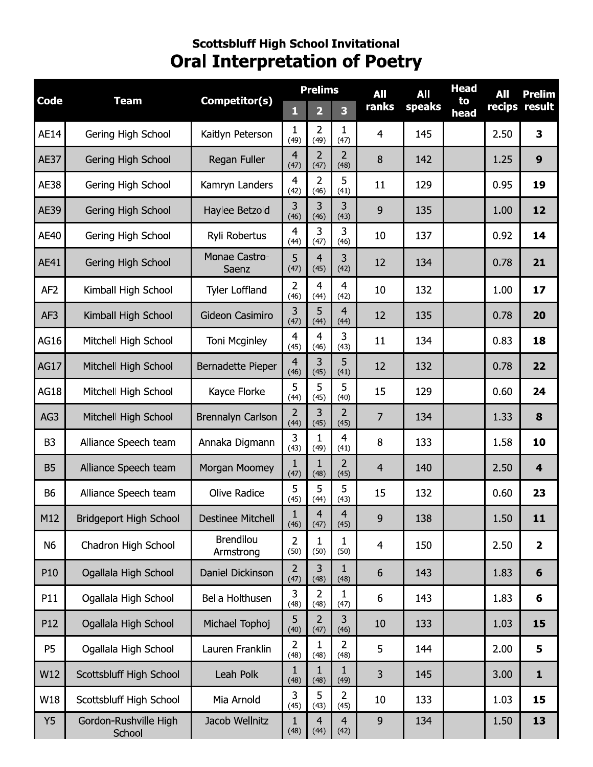### Scottsbluff High School Invitational

# Oral Interpretation of Poetry

| Code | Team | Competitor(s) | Prelims | | | All ranks | All speaks | Head to head | All recips | Prelim result |
|---|---|---|---|---|---|---|---|---|---|---|
| | | | 1 | 2 | 3 | | | | | |
| AE14 | Gering High School | Kaitlyn Peterson | 1 (49) | 2 (49) | 1 (47) | 4 | 145 | | 2.50 | **3** |
| AE37 | Gering High School | Regan Fuller | 4 (47) | 2 (47) | 2 (48) | 8 | 142 | | 1.25 | **9** |
| AE38 | Gering High School | Kamryn Landers | 4 (42) | 2 (46) | 5 (41) | 11 | 129 | | 0.95 | **19** |
| AE39 | Gering High School | Haylee Betzold | 3 (46) | 3 (46) | 3 (43) | 9 | 135 | | 1.00 | **12** |
| AE40 | Gering High School | Ryli Robertus | 4 (44) | 3 (47) | 3 (46) | 10 | 137 | | 0.92 | **14** |
| AE41 | Gering High School | Monae Castro-Saenz | 5 (47) | 4 (45) | 3 (42) | 12 | 134 | | 0.78 | **21** |
| AF2 | Kimball High School | Tyler Loffland | 2 (46) | 4 (44) | 4 (42) | 10 | 132 | | 1.00 | **17** |
| AF3 | Kimball High School | Gideon Casimiro | 3 (47) | 5 (44) | 4 (44) | 12 | 135 | | 0.78 | **20** |
| AG16 | Mitchell High School | Toni Mcginley | 4 (45) | 4 (46) | 3 (43) | 11 | 134 | | 0.83 | **18** |
| AG17 | Mitchell High School | Bernadette Pieper | 4 (46) | 3 (45) | 5 (41) | 12 | 132 | | 0.78 | **22** |
| AG18 | Mitchell High School | Kayce Florke | 5 (44) | 5 (45) | 5 (40) | 15 | 129 | | 0.60 | **24** |
| AG3 | Mitchell High School | Brennalyn Carlson | 2 (44) | 3 (45) | 2 (45) | 7 | 134 | | 1.33 | **8** |
| B3 | Alliance Speech team | Annaka Digmann | 3 (43) | 1 (49) | 4 (41) | 8 | 133 | | 1.58 | **10** |
| B5 | Alliance Speech team | Morgan Moomey | 1 (47) | 1 (48) | 2 (45) | 4 | 140 | | 2.50 | **4** |
| B6 | Alliance Speech team | Olive Radice | 5 (45) | 5 (44) | 5 (43) | 15 | 132 | | 0.60 | **23** |
| M12 | Bridgeport High School | Destinee Mitchell | 1 (46) | 4 (47) | 4 (45) | 9 | 138 | | 1.50 | **11** |
| N6 | Chadron High School | Brendilou Armstrong | 2 (50) | 1 (50) | 1 (50) | 4 | 150 | | 2.50 | **2** |
| P10 | Ogallala High School | Daniel Dickinson | 2 (47) | 3 (48) | 1 (48) | 6 | 143 | | 1.83 | **6** |
| P11 | Ogallala High School | Bella Holthusen | 3 (48) | 2 (48) | 1 (47) | 6 | 143 | | 1.83 | **6** |
| P12 | Ogallala High School | Michael Tophoj | 5 (40) | 2 (47) | 3 (46) | 10 | 133 | | 1.03 | **15** |
| P5 | Ogallala High School | Lauren Franklin | 2 (48) | 1 (48) | 2 (48) | 5 | 144 | | 2.00 | **5** |
| W12 | Scottsbluff High School | Leah Polk | 1 (48) | 1 (48) | 1 (49) | 3 | 145 | | 3.00 | **1** |
| W18 | Scottsbluff High School | Mia Arnold | 3 (45) | 5 (43) | 2 (45) | 10 | 133 | | 1.03 | **15** |
| Y5 | Gordon-Rushville High School | Jacob Wellnitz | 1 (48) | 4 (44) | 4 (42) | 9 | 134 | | 1.50 | **13** |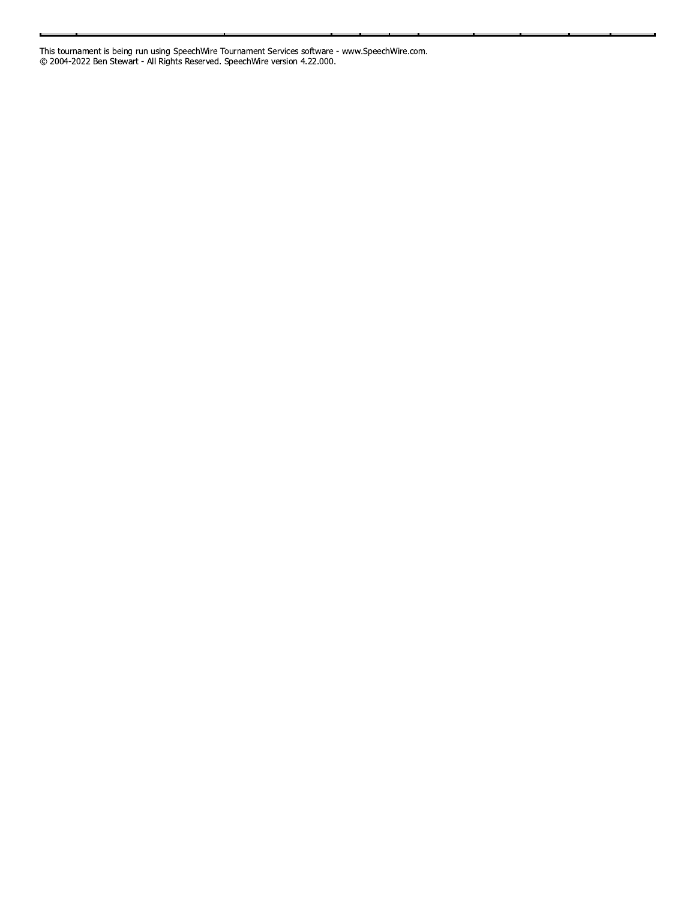This tournament is being run using SpeechWire Tournament Services software - www.SpeechWire.com.
© 2004-2022 Ben Stewart - All Rights Reserved. SpeechWire version 4.22.000.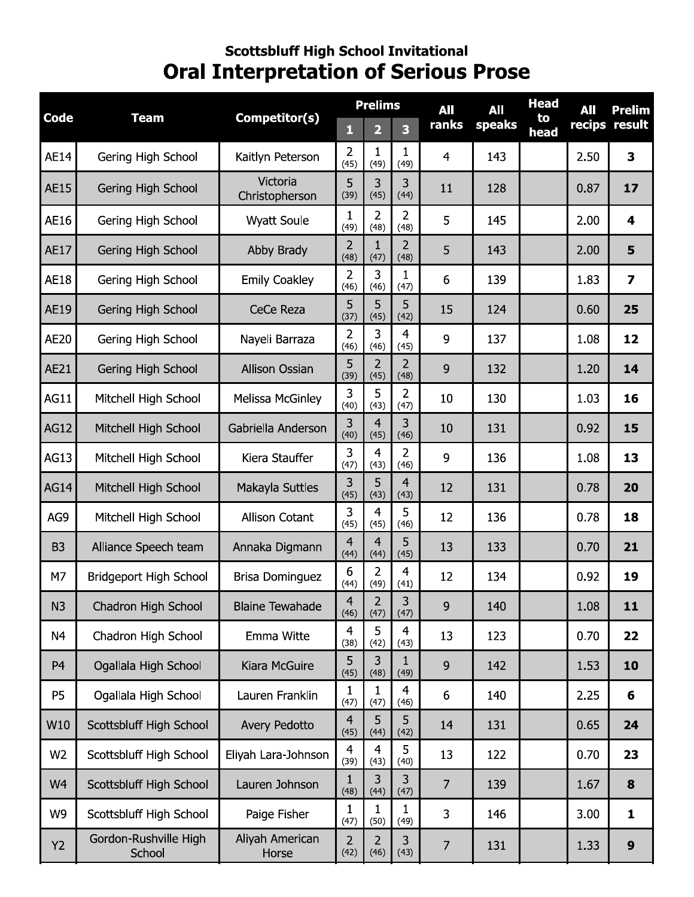### Scottsbluff High School Invitational

# Oral Interpretation of Serious Prose

| Code | Team | Competitor(s) | Prelims | | | All ranks | All speaks | Head to head | All recips | Prelim result |
|---|---|---|---|---|---|---|---|---|---|---|
| | | | 1 | 2 | 3 | | | | | |
| AE14 | Gering High School | Kaitlyn Peterson | 2 (45) | 1 (49) | 1 (49) | 4 | 143 | | 2.50 | **3** |
| AE15 | Gering High School | Victoria Christopherson | 5 (39) | 3 (45) | 3 (44) | 11 | 128 | | 0.87 | **17** |
| AE16 | Gering High School | Wyatt Soule | 1 (49) | 2 (48) | 2 (48) | 5 | 145 | | 2.00 | **4** |
| AE17 | Gering High School | Abby Brady | 2 (48) | 1 (47) | 2 (48) | 5 | 143 | | 2.00 | **5** |
| AE18 | Gering High School | Emily Coakley | 2 (46) | 3 (46) | 1 (47) | 6 | 139 | | 1.83 | **7** |
| AE19 | Gering High School | CeCe Reza | 5 (37) | 5 (45) | 5 (42) | 15 | 124 | | 0.60 | **25** |
| AE20 | Gering High School | Nayeli Barraza | 2 (46) | 3 (46) | 4 (45) | 9 | 137 | | 1.08 | **12** |
| AE21 | Gering High School | Allison Ossian | 5 (39) | 2 (45) | 2 (48) | 9 | 132 | | 1.20 | **14** |
| AG11 | Mitchell High School | Melissa McGinley | 3 (40) | 5 (43) | 2 (47) | 10 | 130 | | 1.03 | **16** |
| AG12 | Mitchell High School | Gabriella Anderson | 3 (40) | 4 (45) | 3 (46) | 10 | 131 | | 0.92 | **15** |
| AG13 | Mitchell High School | Kiera Stauffer | 3 (47) | 4 (43) | 2 (46) | 9 | 136 | | 1.08 | **13** |
| AG14 | Mitchell High School | Makayla Suttles | 3 (45) | 5 (43) | 4 (43) | 12 | 131 | | 0.78 | **20** |
| AG9 | Mitchell High School | Allison Cotant | 3 (45) | 4 (45) | 5 (46) | 12 | 136 | | 0.78 | **18** |
| B3 | Alliance Speech team | Annaka Digmann | 4 (44) | 4 (44) | 5 (45) | 13 | 133 | | 0.70 | **21** |
| M7 | Bridgeport High School | Brisa Dominguez | 6 (44) | 2 (49) | 4 (41) | 12 | 134 | | 0.92 | **19** |
| N3 | Chadron High School | Blaine Tewahade | 4 (46) | 2 (47) | 3 (47) | 9 | 140 | | 1.08 | **11** |
| N4 | Chadron High School | Emma Witte | 4 (38) | 5 (42) | 4 (43) | 13 | 123 | | 0.70 | **22** |
| P4 | Ogallala High School | Kiara McGuire | 5 (45) | 3 (48) | 1 (49) | 9 | 142 | | 1.53 | **10** |
| P5 | Ogallala High School | Lauren Franklin | 1 (47) | 1 (47) | 4 (46) | 6 | 140 | | 2.25 | **6** |
| W10 | Scottsbluff High School | Avery Pedotto | 4 (45) | 5 (44) | 5 (42) | 14 | 131 | | 0.65 | **24** |
| W2 | Scottsbluff High School | Eliyah Lara-Johnson | 4 (39) | 4 (43) | 5 (40) | 13 | 122 | | 0.70 | **23** |
| W4 | Scottsbluff High School | Lauren Johnson | 1 (48) | 3 (44) | 3 (47) | 7 | 139 | | 1.67 | **8** |
| W9 | Scottsbluff High School | Paige Fisher | 1 (47) | 1 (50) | 1 (49) | 3 | 146 | | 3.00 | **1** |
| Y2 | Gordon-Rushville High School | Aliyah American Horse | 2 (42) | 2 (46) | 3 (43) | 7 | 131 | | 1.33 | **9** |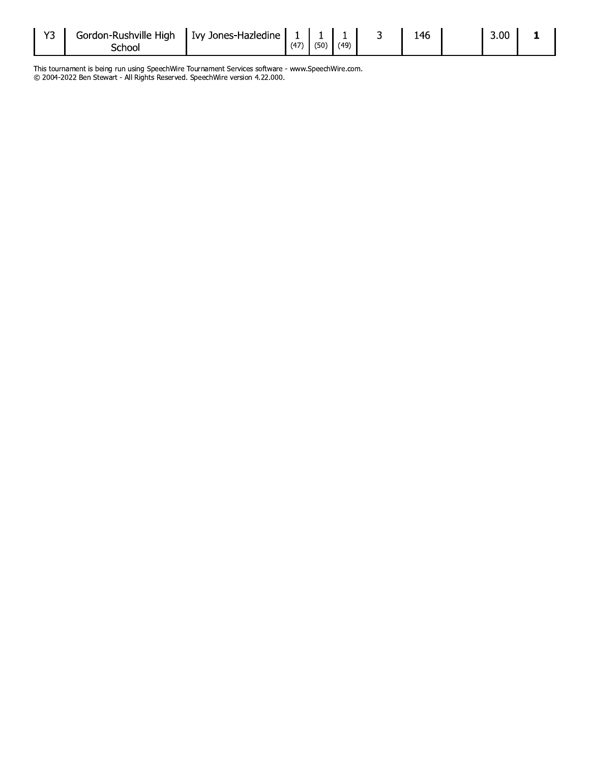| | | | | | | | | | | |
|---|---|---|---|---|---|---|---|---|---|---|
| Y3 | Gordon-Rushville High School | Ivy Jones-Hazledine | 1 (47) | 1 (50) | 1 (49) | 3 | 146 | | 3.00 | **1** |

This tournament is being run using SpeechWire Tournament Services software - www.SpeechWire.com.
© 2004-2022 Ben Stewart - All Rights Reserved. SpeechWire version 4.22.000.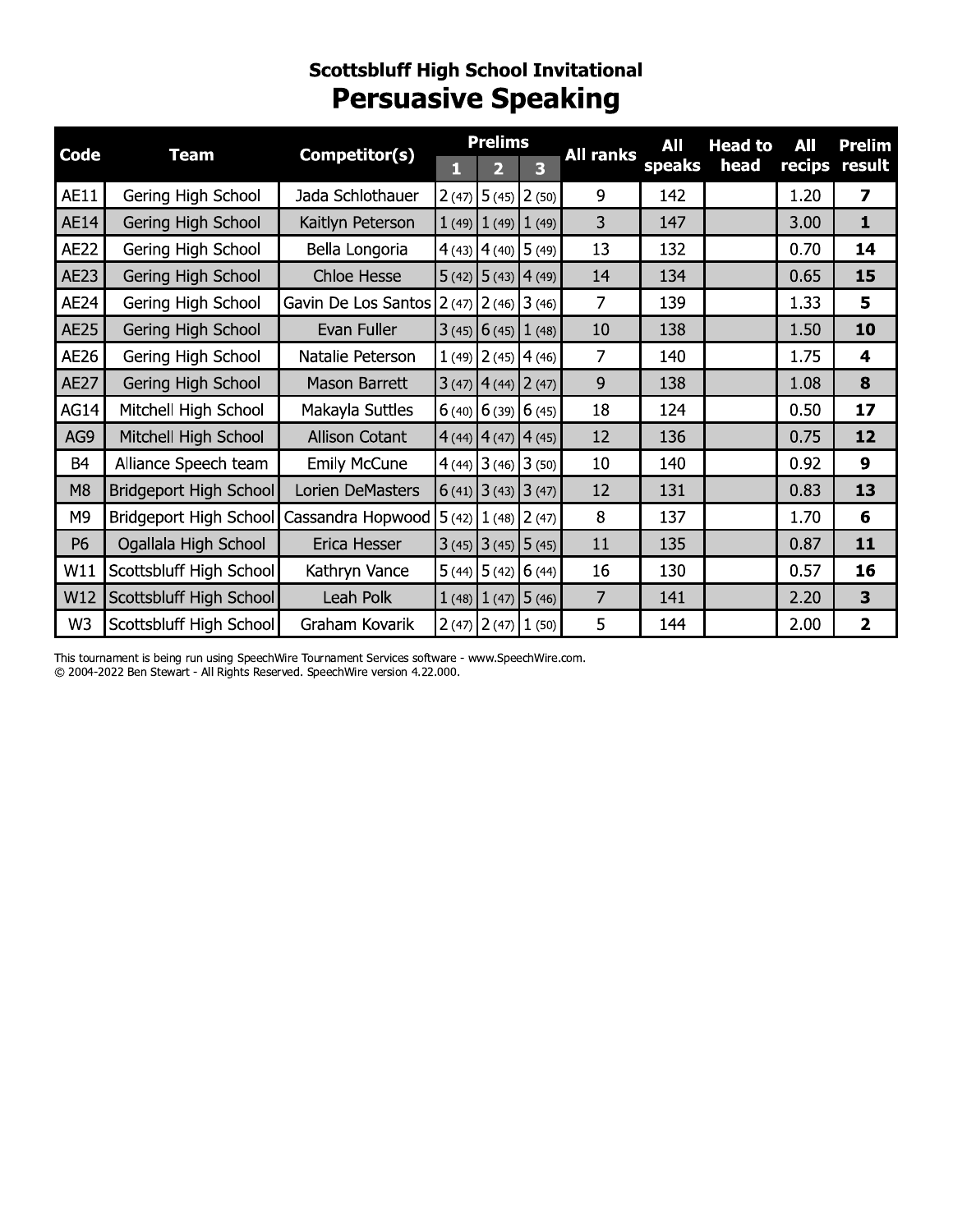### Scottsbluff High School Invitational

# Persuasive Speaking

| Code | Team | Competitor(s) | Prelims 1 | Prelims 2 | Prelims 3 | All ranks | All speaks | Head to head | All recips | Prelim result |
|---|---|---|---|---|---|---|---|---|---|---|
| AE11 | Gering High School | Jada Schlothauer | 2 (47) | 5 (45) | 2 (50) | 9 | 142 | | 1.20 | **7** |
| AE14 | Gering High School | Kaitlyn Peterson | 1 (49) | 1 (49) | 1 (49) | 3 | 147 | | 3.00 | **1** |
| AE22 | Gering High School | Bella Longoria | 4 (43) | 4 (40) | 5 (49) | 13 | 132 | | 0.70 | **14** |
| AE23 | Gering High School | Chloe Hesse | 5 (42) | 5 (43) | 4 (49) | 14 | 134 | | 0.65 | **15** |
| AE24 | Gering High School | Gavin De Los Santos | 2 (47) | 2 (46) | 3 (46) | 7 | 139 | | 1.33 | **5** |
| AE25 | Gering High School | Evan Fuller | 3 (45) | 6 (45) | 1 (48) | 10 | 138 | | 1.50 | **10** |
| AE26 | Gering High School | Natalie Peterson | 1 (49) | 2 (45) | 4 (46) | 7 | 140 | | 1.75 | **4** |
| AE27 | Gering High School | Mason Barrett | 3 (47) | 4 (44) | 2 (47) | 9 | 138 | | 1.08 | **8** |
| AG14 | Mitchell High School | Makayla Suttles | 6 (40) | 6 (39) | 6 (45) | 18 | 124 | | 0.50 | **17** |
| AG9 | Mitchell High School | Allison Cotant | 4 (44) | 4 (47) | 4 (45) | 12 | 136 | | 0.75 | **12** |
| B4 | Alliance Speech team | Emily McCune | 4 (44) | 3 (46) | 3 (50) | 10 | 140 | | 0.92 | **9** |
| M8 | Bridgeport High School | Lorien DeMasters | 6 (41) | 3 (43) | 3 (47) | 12 | 131 | | 0.83 | **13** |
| M9 | Bridgeport High School | Cassandra Hopwood | 5 (42) | 1 (48) | 2 (47) | 8 | 137 | | 1.70 | **6** |
| P6 | Ogallala High School | Erica Hesser | 3 (45) | 3 (45) | 5 (45) | 11 | 135 | | 0.87 | **11** |
| W11 | Scottsbluff High School | Kathryn Vance | 5 (44) | 5 (42) | 6 (44) | 16 | 130 | | 0.57 | **16** |
| W12 | Scottsbluff High School | Leah Polk | 1 (48) | 1 (47) | 5 (46) | 7 | 141 | | 2.20 | **3** |
| W3 | Scottsbluff High School | Graham Kovarik | 2 (47) | 2 (47) | 1 (50) | 5 | 144 | | 2.00 | **2** |

This tournament is being run using SpeechWire Tournament Services software - www.SpeechWire.com.
© 2004-2022 Ben Stewart - All Rights Reserved. SpeechWire version 4.22.000.